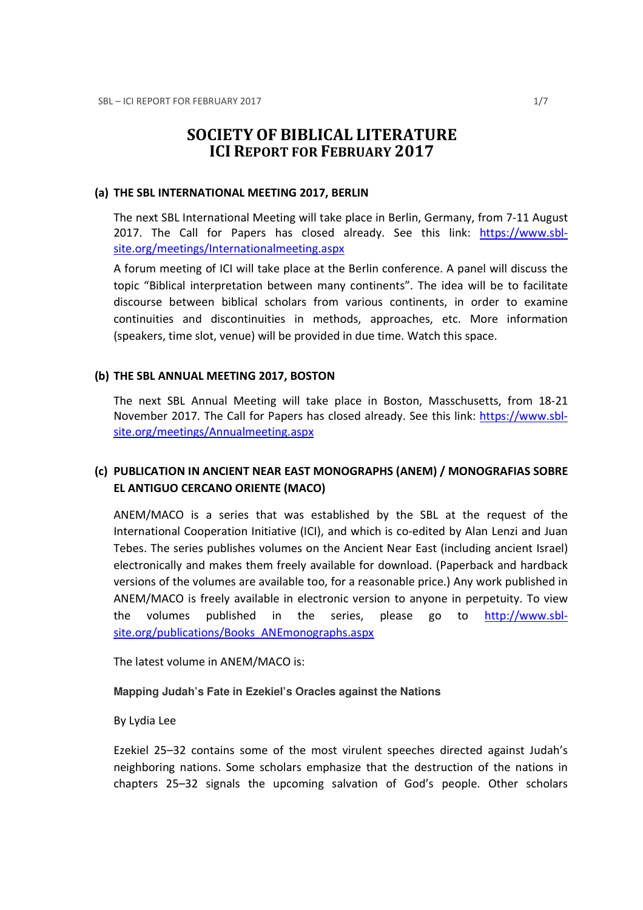# SOCIETY OF BIBLICAL LITERATURE
# ICI REPORT FOR FEBRUARY 2017

## (a) THE SBL INTERNATIONAL MEETING 2017, BERLIN

The next SBL International Meeting will take place in Berlin, Germany, from 7-11 August 2017. The Call for Papers has closed already. See this link: [https://www.sbl-site.org/meetings/Internationalmeeting.aspx](https://www.sbl-site.org/meetings/Internationalmeeting.aspx)

A forum meeting of ICI will take place at the Berlin conference. A panel will discuss the topic "Biblical interpretation between many continents". The idea will be to facilitate discourse between biblical scholars from various continents, in order to examine continuities and discontinuities in methods, approaches, etc. More information (speakers, time slot, venue) will be provided in due time. Watch this space.

## (b) THE SBL ANNUAL MEETING 2017, BOSTON

The next SBL Annual Meeting will take place in Boston, Masschusetts, from 18-21 November 2017. The Call for Papers has closed already. See this link: [https://www.sbl-site.org/meetings/Annualmeeting.aspx](https://www.sbl-site.org/meetings/Annualmeeting.aspx)

## (c) PUBLICATION IN ANCIENT NEAR EAST MONOGRAPHS (ANEM) / MONOGRAFIAS SOBRE EL ANTIGUO CERCANO ORIENTE (MACO)

ANEM/MACO is a series that was established by the SBL at the request of the International Cooperation Initiative (ICI), and which is co-edited by Alan Lenzi and Juan Tebes. The series publishes volumes on the Ancient Near East (including ancient Israel) electronically and makes them freely available for download. (Paperback and hardback versions of the volumes are available too, for a reasonable price.) Any work published in ANEM/MACO is freely available in electronic version to anyone in perpetuity. To view the volumes published in the series, please go to [http://www.sbl-site.org/publications/Books_ANEmonographs.aspx](http://www.sbl-site.org/publications/Books_ANEmonographs.aspx)

The latest volume in ANEM/MACO is:

**Mapping Judah's Fate in Ezekiel's Oracles against the Nations**

By Lydia Lee

Ezekiel 25–32 contains some of the most virulent speeches directed against Judah's neighboring nations. Some scholars emphasize that the destruction of the nations in chapters 25–32 signals the upcoming salvation of God's people. Other scholars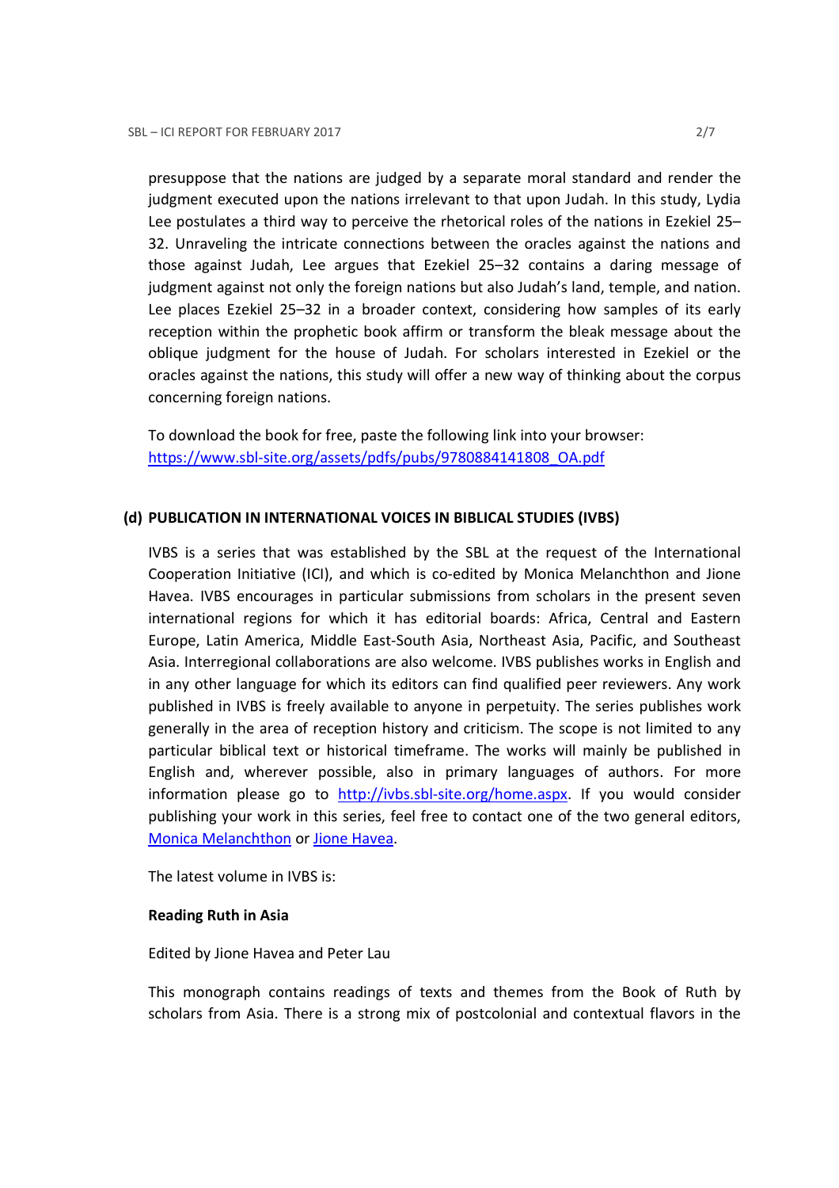presuppose that the nations are judged by a separate moral standard and render the judgment executed upon the nations irrelevant to that upon Judah. In this study, Lydia Lee postulates a third way to perceive the rhetorical roles of the nations in Ezekiel 25–32. Unraveling the intricate connections between the oracles against the nations and those against Judah, Lee argues that Ezekiel 25–32 contains a daring message of judgment against not only the foreign nations but also Judah's land, temple, and nation. Lee places Ezekiel 25–32 in a broader context, considering how samples of its early reception within the prophetic book affirm or transform the bleak message about the oblique judgment for the house of Judah. For scholars interested in Ezekiel or the oracles against the nations, this study will offer a new way of thinking about the corpus concerning foreign nations.

To download the book for free, paste the following link into your browser: [https://www.sbl-site.org/assets/pdfs/pubs/9780884141808_OA.pdf](https://www.sbl-site.org/assets/pdfs/pubs/9780884141808_OA.pdf)

### (d) PUBLICATION IN INTERNATIONAL VOICES IN BIBLICAL STUDIES (IVBS)

IVBS is a series that was established by the SBL at the request of the International Cooperation Initiative (ICI), and which is co-edited by Monica Melanchthon and Jione Havea. IVBS encourages in particular submissions from scholars in the present seven international regions for which it has editorial boards: Africa, Central and Eastern Europe, Latin America, Middle East-South Asia, Northeast Asia, Pacific, and Southeast Asia. Interregional collaborations are also welcome. IVBS publishes works in English and in any other language for which its editors can find qualified peer reviewers. Any work published in IVBS is freely available to anyone in perpetuity. The series publishes work generally in the area of reception history and criticism. The scope is not limited to any particular biblical text or historical timeframe. The works will mainly be published in English and, wherever possible, also in primary languages of authors. For more information please go to [http://ivbs.sbl-site.org/home.aspx](http://ivbs.sbl-site.org/home.aspx). If you would consider publishing your work in this series, feel free to contact one of the two general editors, Monica Melanchthon or Jione Havea.

The latest volume in IVBS is:

**Reading Ruth in Asia**

Edited by Jione Havea and Peter Lau

This monograph contains readings of texts and themes from the Book of Ruth by scholars from Asia. There is a strong mix of postcolonial and contextual flavors in the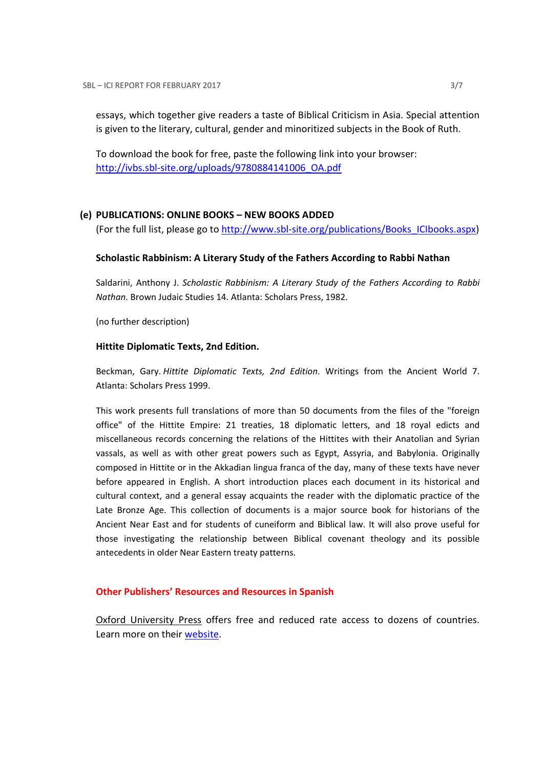essays, which together give readers a taste of Biblical Criticism in Asia. Special attention is given to the literary, cultural, gender and minoritized subjects in the Book of Ruth.

To download the book for free, paste the following link into your browser: http://ivbs.sbl-site.org/uploads/9780884141006_OA.pdf

## (e) PUBLICATIONS: ONLINE BOOKS – NEW BOOKS ADDED

(For the full list, please go to http://www.sbl-site.org/publications/Books_ICIbooks.aspx)

### Scholastic Rabbinism: A Literary Study of the Fathers According to Rabbi Nathan

Saldarini, Anthony J. *Scholastic Rabbinism: A Literary Study of the Fathers According to Rabbi Nathan*. Brown Judaic Studies 14. Atlanta: Scholars Press, 1982.

(no further description)

### Hittite Diplomatic Texts, 2nd Edition.

Beckman, Gary. *Hittite Diplomatic Texts, 2nd Edition*. Writings from the Ancient World 7. Atlanta: Scholars Press 1999.

This work presents full translations of more than 50 documents from the files of the "foreign office" of the Hittite Empire: 21 treaties, 18 diplomatic letters, and 18 royal edicts and miscellaneous records concerning the relations of the Hittites with their Anatolian and Syrian vassals, as well as with other great powers such as Egypt, Assyria, and Babylonia. Originally composed in Hittite or in the Akkadian lingua franca of the day, many of these texts have never before appeared in English. A short introduction places each document in its historical and cultural context, and a general essay acquaints the reader with the diplomatic practice of the Late Bronze Age. This collection of documents is a major source book for historians of the Ancient Near East and for students of cuneiform and Biblical law. It will also prove useful for those investigating the relationship between Biblical covenant theology and its possible antecedents in older Near Eastern treaty patterns.

### Other Publishers' Resources and Resources in Spanish

Oxford University Press offers free and reduced rate access to dozens of countries. Learn more on their website.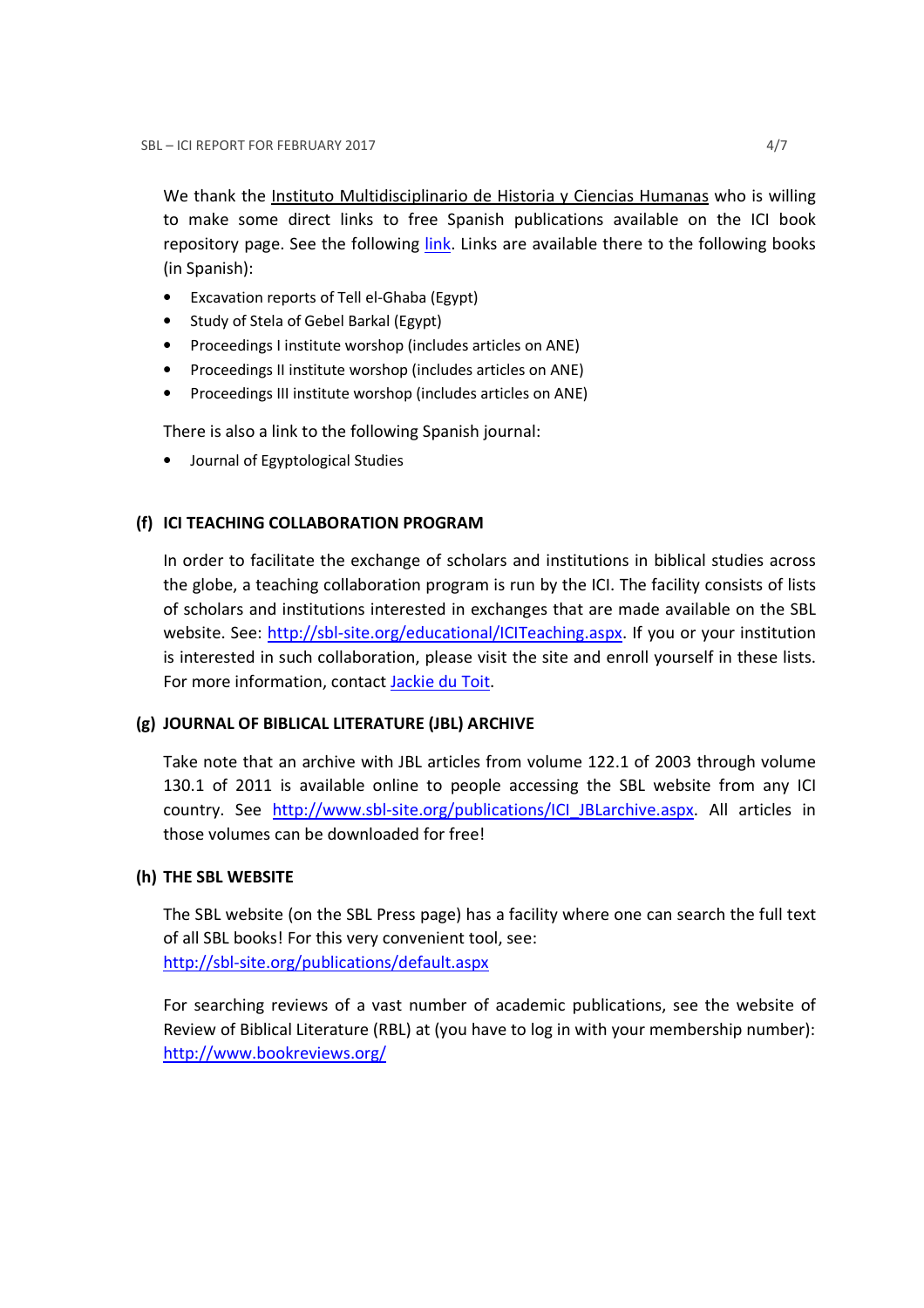We thank the Instituto Multidisciplinario de Historia y Ciencias Humanas who is willing to make some direct links to free Spanish publications available on the ICI book repository page. See the following [link](). Links are available there to the following books (in Spanish):

- Excavation reports of Tell el-Ghaba (Egypt)
- Study of Stela of Gebel Barkal (Egypt)
- Proceedings I institute worshop (includes articles on ANE)
- Proceedings II institute worshop (includes articles on ANE)
- Proceedings III institute worshop (includes articles on ANE)

There is also a link to the following Spanish journal:

- Journal of Egyptological Studies

### (f) ICI TEACHING COLLABORATION PROGRAM

In order to facilitate the exchange of scholars and institutions in biblical studies across the globe, a teaching collaboration program is run by the ICI. The facility consists of lists of scholars and institutions interested in exchanges that are made available on the SBL website. See: http://sbl-site.org/educational/ICITeaching.aspx. If you or your institution is interested in such collaboration, please visit the site and enroll yourself in these lists. For more information, contact Jackie du Toit.

### (g) JOURNAL OF BIBLICAL LITERATURE (JBL) ARCHIVE

Take note that an archive with JBL articles from volume 122.1 of 2003 through volume 130.1 of 2011 is available online to people accessing the SBL website from any ICI country. See http://www.sbl-site.org/publications/ICI_JBLarchive.aspx. All articles in those volumes can be downloaded for free!

### (h) THE SBL WEBSITE

The SBL website (on the SBL Press page) has a facility where one can search the full text of all SBL books! For this very convenient tool, see:
http://sbl-site.org/publications/default.aspx

For searching reviews of a vast number of academic publications, see the website of Review of Biblical Literature (RBL) at (you have to log in with your membership number):
http://www.bookreviews.org/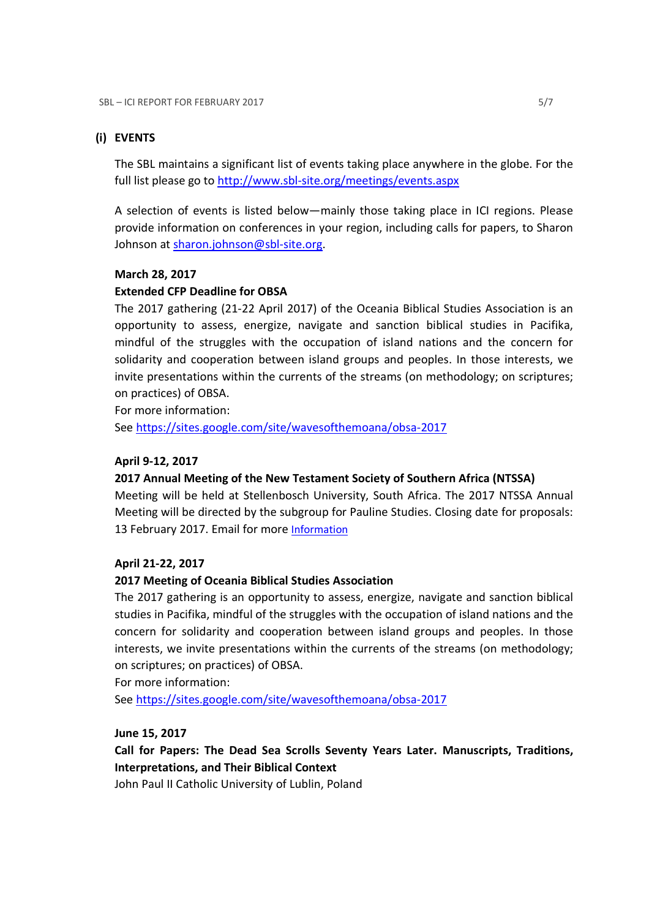## (i) EVENTS

The SBL maintains a significant list of events taking place anywhere in the globe. For the full list please go to http://www.sbl-site.org/meetings/events.aspx

A selection of events is listed below—mainly those taking place in ICI regions. Please provide information on conferences in your region, including calls for papers, to Sharon Johnson at sharon.johnson@sbl-site.org.

**March 28, 2017**

**Extended CFP Deadline for OBSA**

The 2017 gathering (21-22 April 2017) of the Oceania Biblical Studies Association is an opportunity to assess, energize, navigate and sanction biblical studies in Pacifika, mindful of the struggles with the occupation of island nations and the concern for solidarity and cooperation between island groups and peoples. In those interests, we invite presentations within the currents of the streams (on methodology; on scriptures; on practices) of OBSA.

For more information:

See https://sites.google.com/site/wavesofthemoana/obsa-2017

**April 9-12, 2017**

**2017 Annual Meeting of the New Testament Society of Southern Africa (NTSSA)**

Meeting will be held at Stellenbosch University, South Africa. The 2017 NTSSA Annual Meeting will be directed by the subgroup for Pauline Studies. Closing date for proposals: 13 February 2017. Email for more Information

**April 21-22, 2017**

**2017 Meeting of Oceania Biblical Studies Association**

The 2017 gathering is an opportunity to assess, energize, navigate and sanction biblical studies in Pacifika, mindful of the struggles with the occupation of island nations and the concern for solidarity and cooperation between island groups and peoples. In those interests, we invite presentations within the currents of the streams (on methodology; on scriptures; on practices) of OBSA.

For more information:

See https://sites.google.com/site/wavesofthemoana/obsa-2017

**June 15, 2017**

**Call for Papers: The Dead Sea Scrolls Seventy Years Later. Manuscripts, Traditions, Interpretations, and Their Biblical Context**

John Paul II Catholic University of Lublin, Poland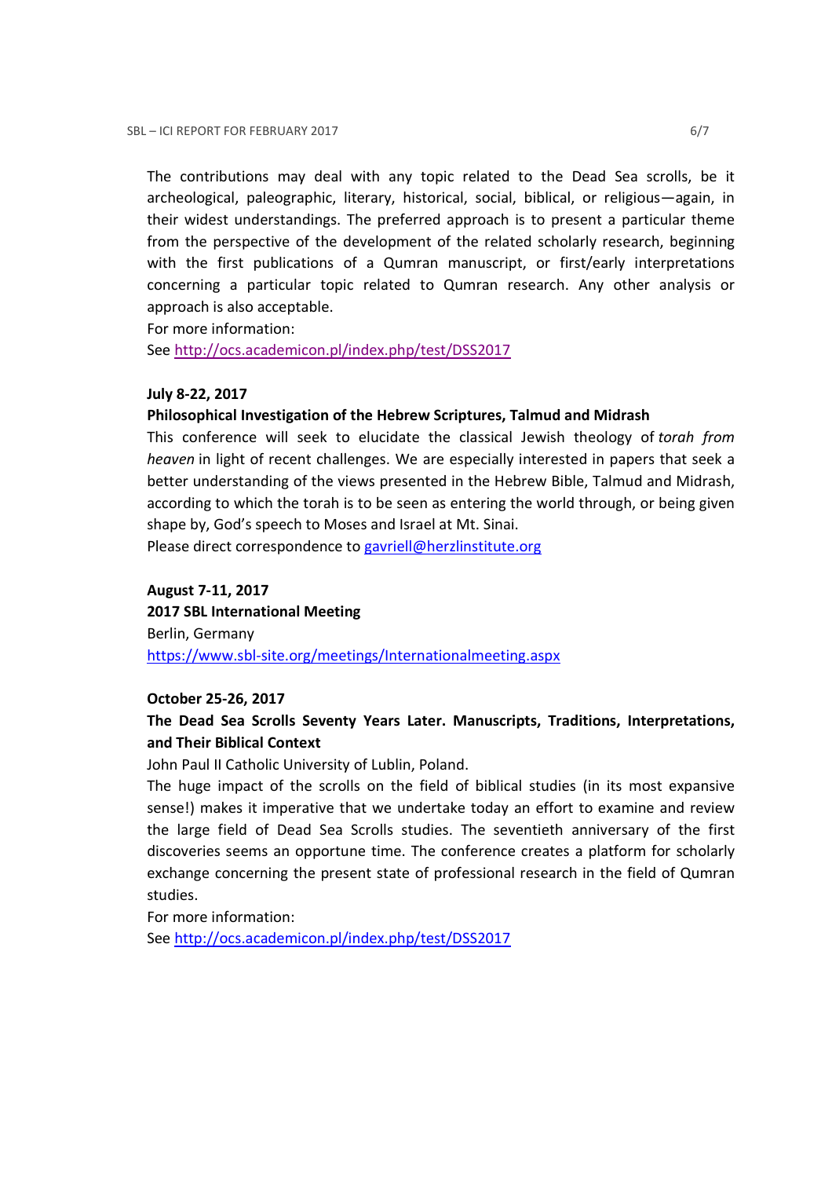The contributions may deal with any topic related to the Dead Sea scrolls, be it archeological, paleographic, literary, historical, social, biblical, or religious—again, in their widest understandings. The preferred approach is to present a particular theme from the perspective of the development of the related scholarly research, beginning with the first publications of a Qumran manuscript, or first/early interpretations concerning a particular topic related to Qumran research. Any other analysis or approach is also acceptable.
For more information:
See http://ocs.academicon.pl/index.php/test/DSS2017

**July 8-22, 2017**

**Philosophical Investigation of the Hebrew Scriptures, Talmud and Midrash**

This conference will seek to elucidate the classical Jewish theology of *torah from heaven* in light of recent challenges. We are especially interested in papers that seek a better understanding of the views presented in the Hebrew Bible, Talmud and Midrash, according to which the torah is to be seen as entering the world through, or being given shape by, God's speech to Moses and Israel at Mt. Sinai.
Please direct correspondence to gavriell@herzlinstitute.org

**August 7-11, 2017**

**2017 SBL International Meeting**

Berlin, Germany
https://www.sbl-site.org/meetings/Internationalmeeting.aspx

**October 25-26, 2017**

**The Dead Sea Scrolls Seventy Years Later. Manuscripts, Traditions, Interpretations, and Their Biblical Context**

John Paul II Catholic University of Lublin, Poland.
The huge impact of the scrolls on the field of biblical studies (in its most expansive sense!) makes it imperative that we undertake today an effort to examine and review the large field of Dead Sea Scrolls studies. The seventieth anniversary of the first discoveries seems an opportune time. The conference creates a platform for scholarly exchange concerning the present state of professional research in the field of Qumran studies.
For more information:
See http://ocs.academicon.pl/index.php/test/DSS2017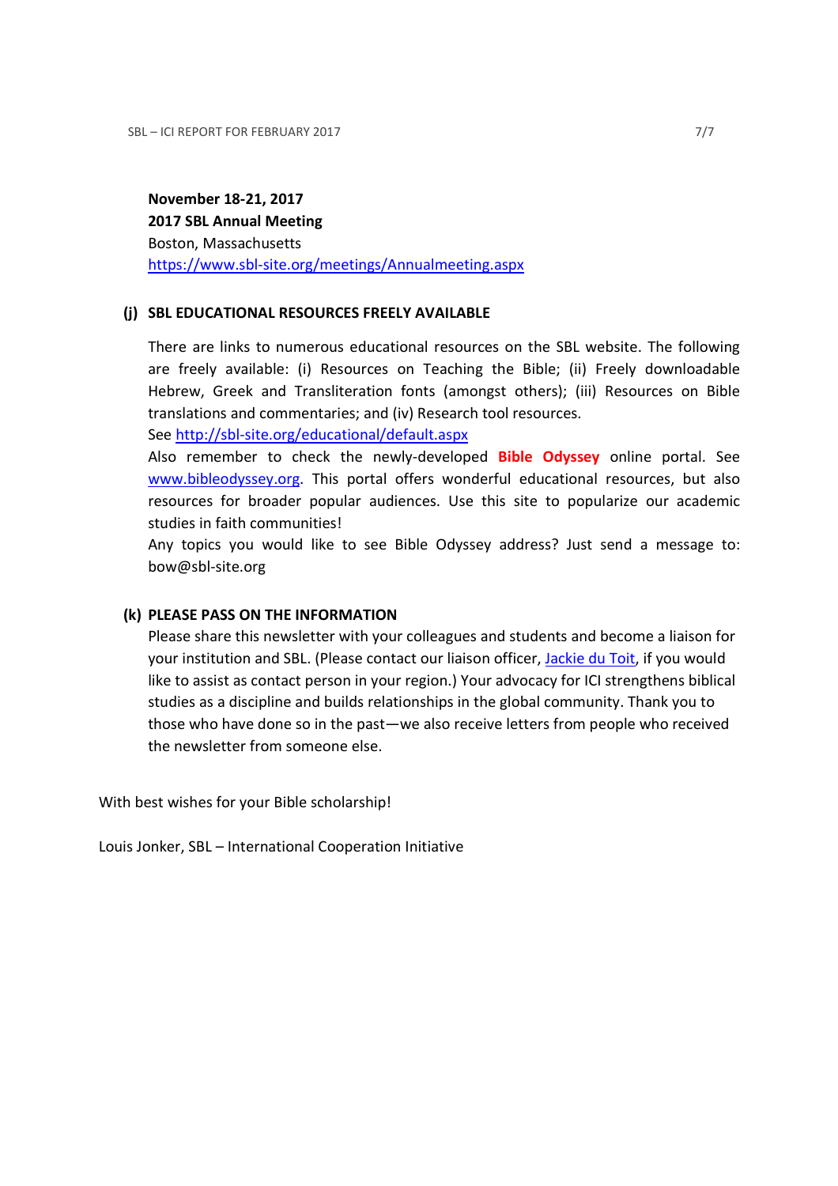**November 18-21, 2017**
**2017 SBL Annual Meeting**
Boston, Massachusetts
https://www.sbl-site.org/meetings/Annualmeeting.aspx

### (j) SBL EDUCATIONAL RESOURCES FREELY AVAILABLE

There are links to numerous educational resources on the SBL website. The following are freely available: (i) Resources on Teaching the Bible; (ii) Freely downloadable Hebrew, Greek and Transliteration fonts (amongst others); (iii) Resources on Bible translations and commentaries; and (iv) Research tool resources.
See http://sbl-site.org/educational/default.aspx
Also remember to check the newly-developed **Bible Odyssey** online portal. See www.bibleodyssey.org. This portal offers wonderful educational resources, but also resources for broader popular audiences. Use this site to popularize our academic studies in faith communities!
Any topics you would like to see Bible Odyssey address? Just send a message to: bow@sbl-site.org

### (k) PLEASE PASS ON THE INFORMATION

Please share this newsletter with your colleagues and students and become a liaison for your institution and SBL. (Please contact our liaison officer, Jackie du Toit, if you would like to assist as contact person in your region.) Your advocacy for ICI strengthens biblical studies as a discipline and builds relationships in the global community. Thank you to those who have done so in the past—we also receive letters from people who received the newsletter from someone else.

With best wishes for your Bible scholarship!

Louis Jonker, SBL – International Cooperation Initiative